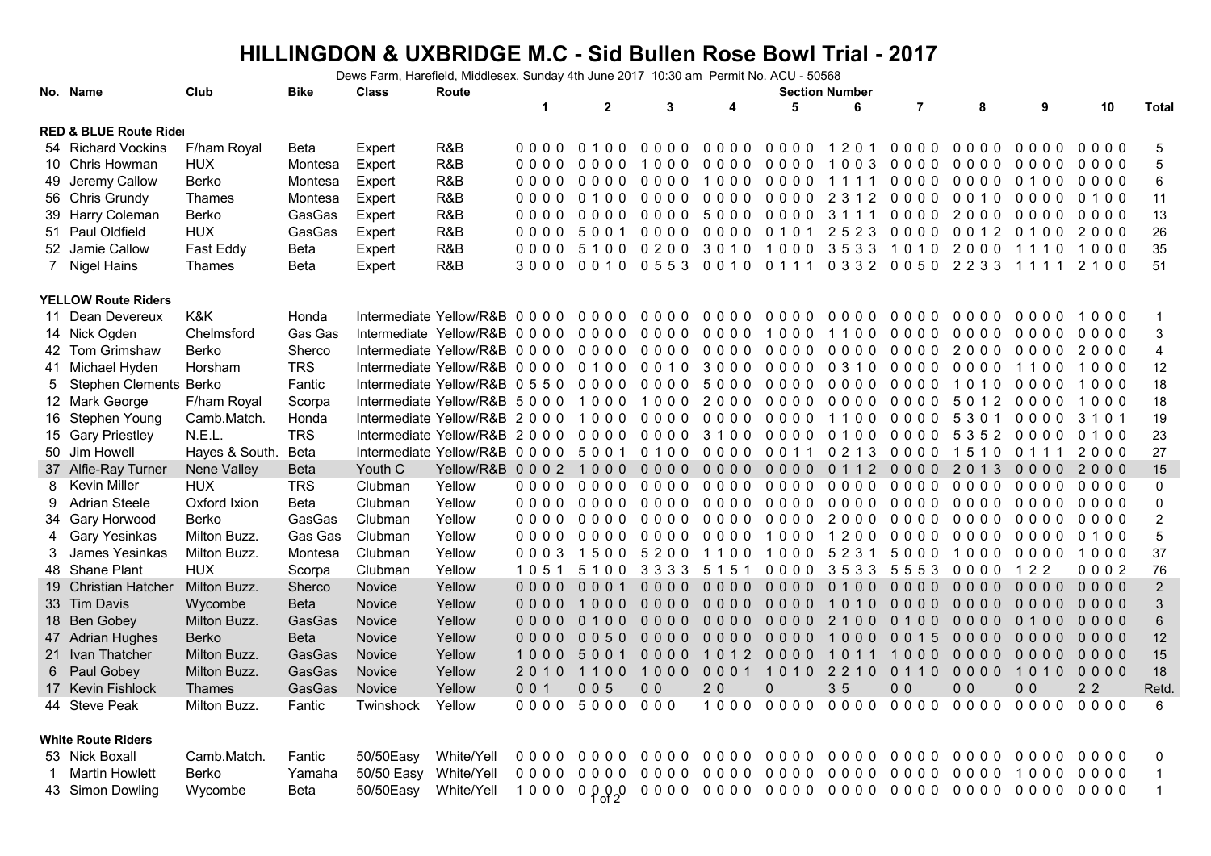# HILLINGDON & UXBRIDGE M.C - Sid Bullen Rose Bowl Trial - 2017

Dews Farm, Harefield, Middlesex, Sunday 4th June 2017 10:30 am Permit No. ACU - 50568

| No. | Name | Club | Bike | Class | Route | 1 | 2 | 3 | 4 | 5 | 6 | 7 | 8 | 9 | 10 | Total |
|---|---|---|---|---|---|---|---|---|---|---|---|---|---|---|---|---|
| **RED & BLUE Route Rider** | | | | | | | | | | | | | | | | |
| 54 | Richard Vockins | F/ham Royal | Beta | Expert | R&B | 0 0 0 0 | 0 1 0 0 | 0 0 0 0 | 0 0 0 0 | 0 0 0 0 | 1 2 0 1 | 0 0 0 0 | 0 0 0 0 | 0 0 0 0 | 0 0 0 0 | 5 |
| 10 | Chris Howman | HUX | Montesa | Expert | R&B | 0 0 0 0 | 0 0 0 0 | 1 0 0 0 | 0 0 0 0 | 0 0 0 0 | 1 0 0 3 | 0 0 0 0 | 0 0 0 0 | 0 0 0 0 | 0 0 0 0 | 5 |
| 49 | Jeremy Callow | Berko | Montesa | Expert | R&B | 0 0 0 0 | 0 0 0 0 | 0 0 0 0 | 1 0 0 0 | 0 0 0 0 | 1 1 1 1 | 0 0 0 0 | 0 0 0 0 | 0 1 0 0 | 0 0 0 0 | 6 |
| 56 | Chris Grundy | Thames | Montesa | Expert | R&B | 0 0 0 0 | 0 1 0 0 | 0 0 0 0 | 0 0 0 0 | 0 0 0 0 | 2 3 1 2 | 0 0 0 0 | 0 0 1 0 | 0 0 0 0 | 0 1 0 0 | 11 |
| 39 | Harry Coleman | Berko | GasGas | Expert | R&B | 0 0 0 0 | 0 0 0 0 | 0 0 0 0 | 5 0 0 0 | 0 0 0 0 | 3 1 1 1 | 0 0 0 0 | 2 0 0 0 | 0 0 0 0 | 0 0 0 0 | 13 |
| 51 | Paul Oldfield | HUX | GasGas | Expert | R&B | 0 0 0 0 | 5 0 0 1 | 0 0 0 0 | 0 0 0 0 | 0 1 0 1 | 2 5 2 3 | 0 0 0 0 | 0 0 1 2 | 0 1 0 0 | 2 0 0 0 | 26 |
| 52 | Jamie Callow | Fast Eddy | Beta | Expert | R&B | 0 0 0 0 | 5 1 0 0 | 0 2 0 0 | 3 0 1 0 | 1 0 0 0 | 3 5 3 3 | 1 0 1 0 | 2 0 0 0 | 1 1 1 0 | 1 0 0 0 | 35 |
| 7 | Nigel Hains | Thames | Beta | Expert | R&B | 3 0 0 0 | 0 0 1 0 | 0 5 5 3 | 0 0 1 0 | 0 1 1 1 | 0 3 3 2 | 0 0 5 0 | 2 2 3 3 | 1 1 1 1 | 2 1 0 0 | 51 |
| **YELLOW Route Riders** | | | | | | | | | | | | | | | | |
| 11 | Dean Devereux | K&K | Honda | Intermediate | Yellow/R&B | 0 0 0 0 | 0 0 0 0 | 0 0 0 0 | 0 0 0 0 | 0 0 0 0 | 0 0 0 0 | 0 0 0 0 | 0 0 0 0 | 0 0 0 0 | 1 0 0 0 | 1 |
| 14 | Nick Ogden | Chelmsford | Gas Gas | Intermediate | Yellow/R&B | 0 0 0 0 | 0 0 0 0 | 0 0 0 0 | 0 0 0 0 | 1 0 0 0 | 1 1 0 0 | 0 0 0 0 | 0 0 0 0 | 0 0 0 0 | 0 0 0 0 | 3 |
| 42 | Tom Grimshaw | Berko | Sherco | Intermediate | Yellow/R&B | 0 0 0 0 | 0 0 0 0 | 0 0 0 0 | 0 0 0 0 | 0 0 0 0 | 0 0 0 0 | 0 0 0 0 | 2 0 0 0 | 0 0 0 0 | 2 0 0 0 | 4 |
| 41 | Michael Hyden | Horsham | TRS | Intermediate | Yellow/R&B | 0 0 0 0 | 0 1 0 0 | 0 0 1 0 | 3 0 0 0 | 0 0 0 0 | 0 3 1 0 | 0 0 0 0 | 0 0 0 0 | 1 1 0 0 | 1 0 0 0 | 12 |
| 5 | Stephen Clements | Berko | Fantic | Intermediate | Yellow/R&B | 0 5 5 0 | 0 0 0 0 | 0 0 0 0 | 5 0 0 0 | 0 0 0 0 | 0 0 0 0 | 0 0 0 0 | 1 0 1 0 | 0 0 0 0 | 1 0 0 0 | 18 |
| 12 | Mark George | F/ham Royal | Scorpa | Intermediate | Yellow/R&B | 5 0 0 0 | 1 0 0 0 | 1 0 0 0 | 2 0 0 0 | 0 0 0 0 | 0 0 0 0 | 0 0 0 0 | 5 0 1 2 | 0 0 0 0 | 1 0 0 0 | 18 |
| 16 | Stephen Young | Camb.Match. | Honda | Intermediate | Yellow/R&B | 2 0 0 0 | 1 0 0 0 | 0 0 0 0 | 0 0 0 0 | 0 0 0 0 | 1 1 0 0 | 0 0 0 0 | 5 3 0 1 | 0 0 0 0 | 3 1 0 1 | 19 |
| 15 | Gary Priestley | N.E.L. | TRS | Intermediate | Yellow/R&B | 2 0 0 0 | 0 0 0 0 | 0 0 0 0 | 3 1 0 0 | 0 0 0 0 | 0 1 0 0 | 0 0 0 0 | 5 3 5 2 | 0 0 0 0 | 0 1 0 0 | 23 |
| 50 | Jim Howell | Hayes & South. | Beta | Intermediate | Yellow/R&B | 0 0 0 0 | 5 0 0 1 | 0 1 0 0 | 0 0 0 0 | 0 0 1 1 | 0 2 1 3 | 0 0 0 0 | 1 5 1 0 | 0 1 1 1 | 2 0 0 0 | 27 |
| 37 | Alfie-Ray Turner | Nene Valley | Beta | Youth C | Yellow/R&B | 0 0 0 2 | 1 0 0 0 | 0 0 0 0 | 0 0 0 0 | 0 0 0 0 | 0 1 1 2 | 0 0 0 0 | 2 0 1 3 | 0 0 0 0 | 2 0 0 0 | 15 |
| 8 | Kevin Miller | HUX | TRS | Clubman | Yellow | 0 0 0 0 | 0 0 0 0 | 0 0 0 0 | 0 0 0 0 | 0 0 0 0 | 0 0 0 0 | 0 0 0 0 | 0 0 0 0 | 0 0 0 0 | 0 0 0 0 | 0 |
| 9 | Adrian Steele | Oxford Ixion | Beta | Clubman | Yellow | 0 0 0 0 | 0 0 0 0 | 0 0 0 0 | 0 0 0 0 | 0 0 0 0 | 0 0 0 0 | 0 0 0 0 | 0 0 0 0 | 0 0 0 0 | 0 0 0 0 | 0 |
| 34 | Gary Horwood | Berko | GasGas | Clubman | Yellow | 0 0 0 0 | 0 0 0 0 | 0 0 0 0 | 0 0 0 0 | 0 0 0 0 | 2 0 0 0 | 0 0 0 0 | 0 0 0 0 | 0 0 0 0 | 0 0 0 0 | 2 |
| 4 | Gary Yesinkas | Milton Buzz. | Gas Gas | Clubman | Yellow | 0 0 0 0 | 0 0 0 0 | 0 0 0 0 | 0 0 0 0 | 1 0 0 0 | 1 2 0 0 | 0 0 0 0 | 0 0 0 0 | 0 0 0 0 | 0 1 0 0 | 5 |
| 3 | James Yesinkas | Milton Buzz. | Montesa | Clubman | Yellow | 0 0 0 3 | 1 5 0 0 | 5 2 0 0 | 1 1 0 0 | 1 0 0 0 | 5 2 3 1 | 5 0 0 0 | 1 0 0 0 | 0 0 0 0 | 1 0 0 0 | 37 |
| 48 | Shane Plant | HUX | Scorpa | Clubman | Yellow | 1 0 5 1 | 5 1 0 0 | 3 3 3 3 | 5 1 5 1 | 0 0 0 0 | 3 5 3 3 | 5 5 5 3 | 0 0 0 0 | 1 2 2 | 0 0 0 2 | 76 |
| 19 | Christian Hatcher | Milton Buzz. | Sherco | Novice | Yellow | 0 0 0 0 | 0 0 0 1 | 0 0 0 0 | 0 0 0 0 | 0 0 0 0 | 0 1 0 0 | 0 0 0 0 | 0 0 0 0 | 0 0 0 0 | 0 0 0 0 | 2 |
| 33 | Tim Davis | Wycombe | Beta | Novice | Yellow | 0 0 0 0 | 1 0 0 0 | 0 0 0 0 | 0 0 0 0 | 0 0 0 0 | 1 0 1 0 | 0 0 0 0 | 0 0 0 0 | 0 0 0 0 | 0 0 0 0 | 3 |
| 18 | Ben Gobey | Milton Buzz. | GasGas | Novice | Yellow | 0 0 0 0 | 0 1 0 0 | 0 0 0 0 | 0 0 0 0 | 0 0 0 0 | 2 1 0 0 | 0 1 0 0 | 0 0 0 0 | 0 1 0 0 | 0 0 0 0 | 6 |
| 47 | Adrian Hughes | Berko | Beta | Novice | Yellow | 0 0 0 0 | 0 0 5 0 | 0 0 0 0 | 0 0 0 0 | 0 0 0 0 | 1 0 0 0 | 0 0 1 5 | 0 0 0 0 | 0 0 0 0 | 0 0 0 0 | 12 |
| 21 | Ivan Thatcher | Milton Buzz. | GasGas | Novice | Yellow | 1 0 0 0 | 5 0 0 1 | 0 0 0 0 | 1 0 1 2 | 0 0 0 0 | 1 0 1 1 | 1 0 0 0 | 0 0 0 0 | 0 0 0 0 | 0 0 0 0 | 15 |
| 6 | Paul Gobey | Milton Buzz. | GasGas | Novice | Yellow | 2 0 1 0 | 1 1 0 0 | 1 0 0 0 | 0 0 0 1 | 1 0 1 0 | 2 2 1 0 | 0 1 1 0 | 0 0 0 0 | 1 0 1 0 | 0 0 0 0 | 18 |
| 17 | Kevin Fishlock | Thames | GasGas | Novice | Yellow | 0 0 1 | 0 0 5 | 0 0 | 2 0 | 0 | 3 5 | 0 0 | 0 0 | 0 0 | 2 2 | Retd. |
| 44 | Steve Peak | Milton Buzz. | Fantic | Twinshock | Yellow | 0 0 0 0 | 5 0 0 0 | 0 0 0 | 1 0 0 0 | 0 0 0 0 | 0 0 0 0 | 0 0 0 0 | 0 0 0 0 | 0 0 0 0 | 0 0 0 0 | 6 |
| **White Route Riders** | | | | | | | | | | | | | | | | |
| 53 | Nick Boxall | Camb.Match. | Fantic | 50/50Easy | White/Yell | 0 0 0 0 | 0 0 0 0 | 0 0 0 0 | 0 0 0 0 | 0 0 0 0 | 0 0 0 0 | 0 0 0 0 | 0 0 0 0 | 0 0 0 0 | 0 0 0 0 | 0 |
| 1 | Martin Howlett | Berko | Yamaha | 50/50 Easy | White/Yell | 0 0 0 0 | 0 0 0 0 | 0 0 0 0 | 0 0 0 0 | 0 0 0 0 | 0 0 0 0 | 0 0 0 0 | 0 0 0 0 | 1 0 0 0 | 0 0 0 0 | 1 |
| 43 | Simon Dowling | Wycombe | Beta | 50/50Easy | White/Yell | 1 0 0 0 | 0 0 0 0 | 0 0 0 0 | 0 0 0 0 | 0 0 0 0 | 0 0 0 0 | 0 0 0 0 | 0 0 0 0 | 0 0 0 0 | 0 0 0 0 | 1 |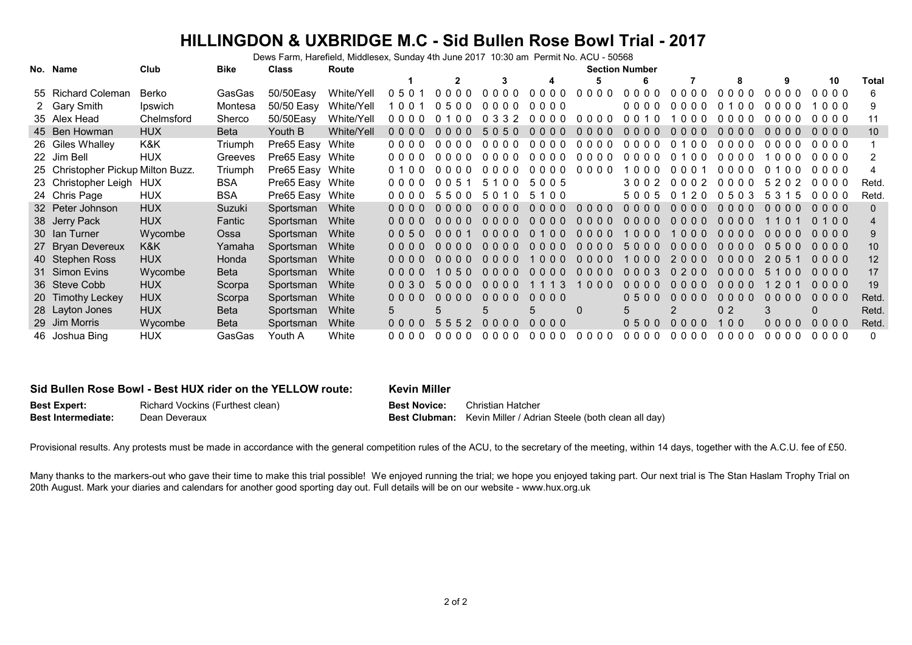# HILLINGDON & UXBRIDGE M.C - Sid Bullen Rose Bowl Trial - 2017

Dews Farm, Harefield, Middlesex, Sunday 4th June 2017 10:30 am Permit No. ACU - 50568

| No. | Name | Club | Bike | Class | Route | Section Number | | | | | | | | | | |
|---|---|---|---|---|---|---|---|---|---|---|---|---|---|---|---|---|
| | | | | | | 1 | 2 | 3 | 4 | 5 | 6 | 7 | 8 | 9 | 10 | Total |
| 55 | Richard Coleman | Berko | GasGas | 50/50Easy | White/Yell | 0 5 0 1 | 0 0 0 0 | 0 0 0 0 | 0 0 0 0 | 0 0 0 0 | 0 0 0 0 | 0 0 0 0 | 0 0 0 0 | 0 0 0 0 | 0 0 0 0 | 6 |
| 2 | Gary Smith | Ipswich | Montesa | 50/50 Easy | White/Yell | 1 0 0 1 | 0 5 0 0 | 0 0 0 0 | 0 0 0 0 | | 0 0 0 0 | 0 0 0 0 | 0 1 0 0 | 0 0 0 0 | 1 0 0 0 | 9 |
| 35 | Alex Head | Chelmsford | Sherco | 50/50Easy | White/Yell | 0 0 0 0 | 0 1 0 0 | 0 3 3 2 | 0 0 0 0 | 0 0 0 0 | 0 0 1 0 | 1 0 0 0 | 0 0 0 0 | 0 0 0 0 | 0 0 0 0 | 11 |
| 45 | Ben Howman | HUX | Beta | Youth B | White/Yell | 0 0 0 0 | 0 0 0 0 | 5 0 5 0 | 0 0 0 0 | 0 0 0 0 | 0 0 0 0 | 0 0 0 0 | 0 0 0 0 | 0 0 0 0 | 0 0 0 0 | 10 |
| 26 | Giles Whalley | K&K | Triumph | Pre65 Easy | White | 0 0 0 0 | 0 0 0 0 | 0 0 0 0 | 0 0 0 0 | 0 0 0 0 | 0 0 0 0 | 0 1 0 0 | 0 0 0 0 | 0 0 0 0 | 0 0 0 0 | 1 |
| 22 | Jim Bell | HUX | Greeves | Pre65 Easy | White | 0 0 0 0 | 0 0 0 0 | 0 0 0 0 | 0 0 0 0 | 0 0 0 0 | 0 0 0 0 | 0 1 0 0 | 0 0 0 0 | 1 0 0 0 | 0 0 0 0 | 2 |
| 25 | Christopher Pickup | Milton Buzz. | Triumph | Pre65 Easy | White | 0 1 0 0 | 0 0 0 0 | 0 0 0 0 | 0 0 0 0 | 0 0 0 0 | 1 0 0 0 | 0 0 0 1 | 0 0 0 0 | 0 1 0 0 | 0 0 0 0 | 4 |
| 23 | Christopher Leigh | HUX | BSA | Pre65 Easy | White | 0 0 0 0 | 0 0 5 1 | 5 1 0 0 | 5 0 0 5 | | 3 0 0 2 | 0 0 0 2 | 0 0 0 0 | 5 2 0 2 | 0 0 0 0 | Retd. |
| 24 | Chris Page | HUX | BSA | Pre65 Easy | White | 0 0 0 0 | 5 5 0 0 | 5 0 1 0 | 5 1 0 0 | | 5 0 0 5 | 0 1 2 0 | 0 5 0 3 | 5 3 1 5 | 0 0 0 0 | Retd. |
| 32 | Peter Johnson | HUX | Suzuki | Sportsman | White | 0 0 0 0 | 0 0 0 0 | 0 0 0 0 | 0 0 0 0 | 0 0 0 0 | 0 0 0 0 | 0 0 0 0 | 0 0 0 0 | 0 0 0 0 | 0 0 0 0 | 0 |
| 38 | Jerry Pack | HUX | Fantic | Sportsman | White | 0 0 0 0 | 0 0 0 0 | 0 0 0 0 | 0 0 0 0 | 0 0 0 0 | 0 0 0 0 | 0 0 0 0 | 0 0 0 0 | 1 1 0 1 | 0 1 0 0 | 4 |
| 30 | Ian Turner | Wycombe | Ossa | Sportsman | White | 0 0 5 0 | 0 0 0 1 | 0 0 0 0 | 0 1 0 0 | 0 0 0 0 | 1 0 0 0 | 1 0 0 0 | 0 0 0 0 | 0 0 0 0 | 0 0 0 0 | 9 |
| 27 | Bryan Devereux | K&K | Yamaha | Sportsman | White | 0 0 0 0 | 0 0 0 0 | 0 0 0 0 | 0 0 0 0 | 0 0 0 0 | 5 0 0 0 | 0 0 0 0 | 0 0 0 0 | 0 5 0 0 | 0 0 0 0 | 10 |
| 40 | Stephen Ross | HUX | Honda | Sportsman | White | 0 0 0 0 | 0 0 0 0 | 0 0 0 0 | 1 0 0 0 | 0 0 0 0 | 1 0 0 0 | 2 0 0 0 | 0 0 0 0 | 2 0 5 1 | 0 0 0 0 | 12 |
| 31 | Simon Evins | Wycombe | Beta | Sportsman | White | 0 0 0 0 | 1 0 5 0 | 0 0 0 0 | 0 0 0 0 | 0 0 0 0 | 0 0 0 3 | 0 2 0 0 | 0 0 0 0 | 5 1 0 0 | 0 0 0 0 | 17 |
| 36 | Steve Cobb | HUX | Scorpa | Sportsman | White | 0 0 3 0 | 5 0 0 0 | 0 0 0 0 | 1 1 1 3 | 1 0 0 0 | 0 0 0 0 | 0 0 0 0 | 0 0 0 0 | 1 2 0 1 | 0 0 0 0 | 19 |
| 20 | Timothy Leckey | HUX | Scorpa | Sportsman | White | 0 0 0 0 | 0 0 0 0 | 0 0 0 0 | 0 0 0 0 | | 0 5 0 0 | 0 0 0 0 | 0 0 0 0 | 0 0 0 0 | 0 0 0 0 | Retd. |
| 28 | Layton Jones | HUX | Beta | Sportsman | White | 5 | 5 | 5 | 5 | 0 | 5 | 2 | 0 2 | 3 | 0 | Retd. |
| 29 | Jim Morris | Wycombe | Beta | Sportsman | White | 0 0 0 0 | 5 5 5 2 | 0 0 0 0 | 0 0 0 0 | | 0 5 0 0 | 0 0 0 0 | 1 0 0 | 0 0 0 0 | 0 0 0 0 | Retd. |
| 46 | Joshua Bing | HUX | GasGas | Youth A | White | 0 0 0 0 | 0 0 0 0 | 0 0 0 0 | 0 0 0 0 | 0 0 0 0 | 0 0 0 0 | 0 0 0 0 | 0 0 0 0 | 0 0 0 0 | 0 0 0 0 | 0 |

**Sid Bullen Rose Bowl - Best HUX rider on the YELLOW route:** **Kevin Miller**

**Best Expert:** Richard Vockins (Furthest clean)

**Best Intermediate:** Dean Deveraux

**Best Novice:** Christian Hatcher

**Best Clubman:** Kevin Miller / Adrian Steele (both clean all day)

Provisional results. Any protests must be made in accordance with the general competition rules of the ACU, to the secretary of the meeting, within 14 days, together with the A.C.U. fee of £50.

Many thanks to the markers-out who gave their time to make this trial possible! We enjoyed running the trial; we hope you enjoyed taking part. Our next trial is The Stan Haslam Trophy Trial on 20th August. Mark your diaries and calendars for another good sporting day out. Full details will be on our website - www.hux.org.uk